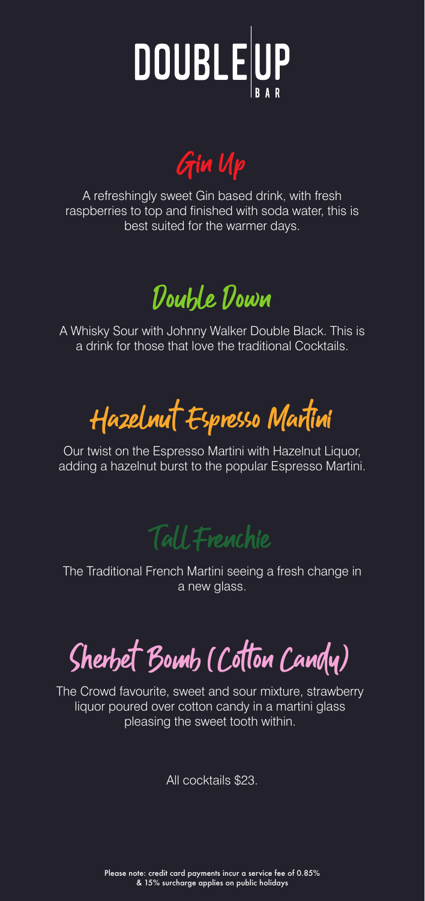# DOUBLE UP BAR

## Gin Up

A refreshingly sweet Gin based drink, with fresh raspberries to top and finished with soda water, this is best suited for the warmer days.

## Double Down

A Whisky Sour with Johnny Walker Double Black. This is a drink for those that love the traditional Cocktails.

## Hazelnut Espresso Martini

Our twist on the Espresso Martini with Hazelnut Liquor, adding a hazelnut burst to the popular Espresso Martini.

## Tall Frenchie

The Traditional French Martini seeing a fresh change in a new glass.

## Sherbet Bomb (Cotton Candy)

The Crowd favourite, sweet and sour mixture, strawberry liquor poured over cotton candy in a martini glass pleasing the sweet tooth within.

All cocktails $23.

**Please note: credit card payments incur a service fee of 0.85% & 15% surcharge applies on public holidays**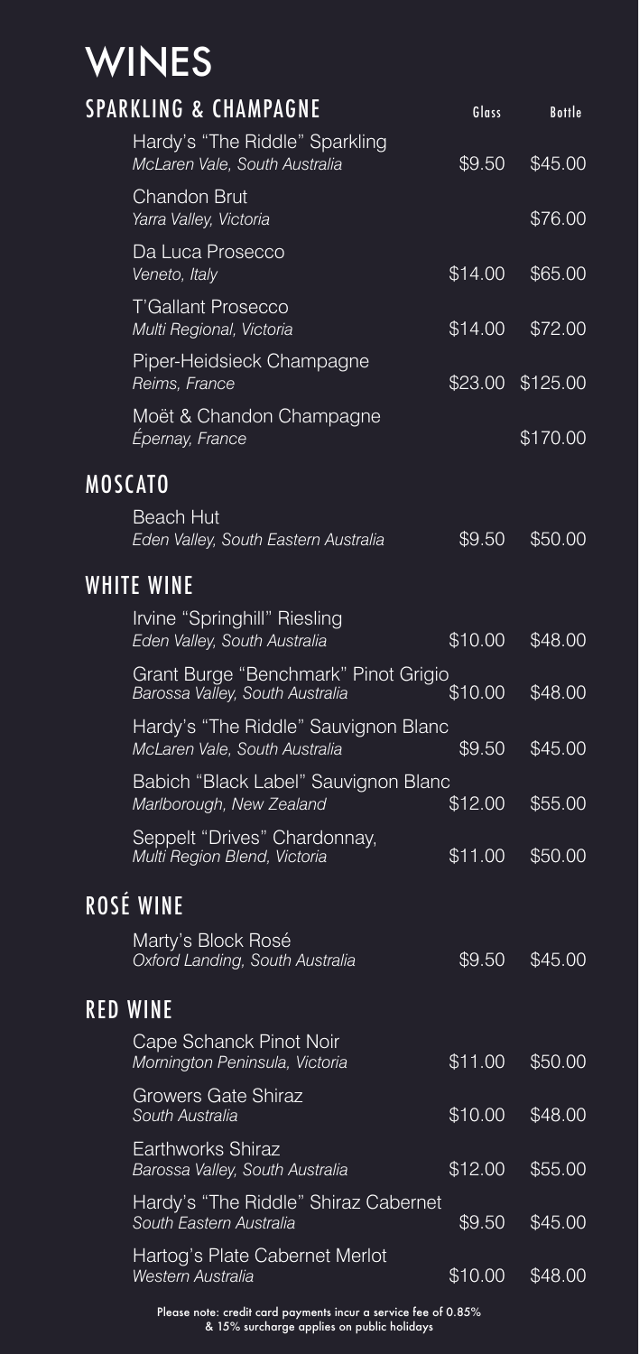# WINES

## SPARKLING & CHAMPAGNE

| | Glass | Bottle |
|---|---|---|
| Hardy's "The Riddle" Sparkling<br>*McLaren Vale, South Australia* | $9.50 | $45.00 |
| Chandon Brut<br>*Yarra Valley, Victoria* | | $76.00 |
| Da Luca Prosecco<br>*Veneto, Italy* | $14.00 | $65.00 |
| T'Gallant Prosecco<br>*Multi Regional, Victoria* | $14.00 | $72.00 |
| Piper-Heidsieck Champagne<br>*Reims, France* | $23.00 | $125.00 |
| Moët & Chandon Champagne<br>*Épernay, France* | | $170.00 |

## MOSCATO

| | Glass | Bottle |
|---|---|---|
| Beach Hut<br>*Eden Valley, South Eastern Australia* | $9.50 | $50.00 |

## WHITE WINE

| | Glass | Bottle |
|---|---|---|
| Irvine "Springhill" Riesling<br>*Eden Valley, South Australia* | $10.00 | $48.00 |
| Grant Burge "Benchmark" Pinot Grigio<br>*Barossa Valley, South Australia* | $10.00 | $48.00 |
| Hardy's "The Riddle" Sauvignon Blanc<br>*McLaren Vale, South Australia* | $9.50 | $45.00 |
| Babich "Black Label" Sauvignon Blanc<br>*Marlborough, New Zealand* | $12.00 | $55.00 |
| Seppelt "Drives" Chardonnay,<br>*Multi Region Blend, Victoria* | $11.00 | $50.00 |

## ROSÉ WINE

| | Glass | Bottle |
|---|---|---|
| Marty's Block Rosé<br>*Oxford Landing, South Australia* | $9.50 | $45.00 |

## RED WINE

| | Glass | Bottle |
|---|---|---|
| Cape Schanck Pinot Noir<br>*Mornington Peninsula, Victoria* | $11.00 | $50.00 |
| Growers Gate Shiraz<br>*South Australia* | $10.00 | $48.00 |
| Earthworks Shiraz<br>*Barossa Valley, South Australia* | $12.00 | $55.00 |
| Hardy's "The Riddle" Shiraz Cabernet<br>*South Eastern Australia* | $9.50 | $45.00 |
| Hartog's Plate Cabernet Merlot<br>*Western Australia* | $10.00 | $48.00 |

Please note: credit card payments incur a service fee of 0.85% & 15% surcharge applies on public holidays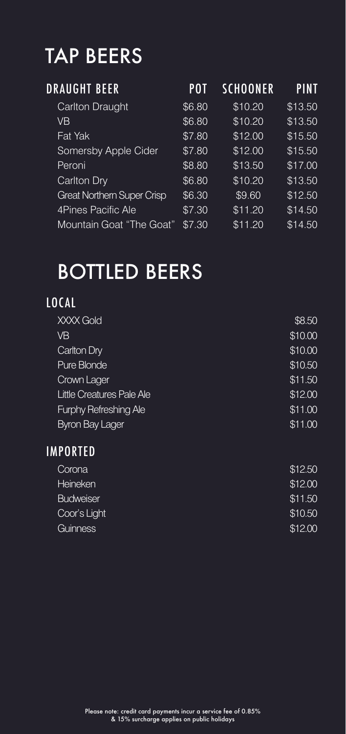# TAP BEERS

| DRAUGHT BEER | POT | SCHOONER | PINT |
| --- | --- | --- | --- |
| Carlton Draught | $6.80 | $10.20 | $13.50 |
| VB | $6.80 | $10.20 | $13.50 |
| Fat Yak | $7.80 | $12.00 | $15.50 |
| Somersby Apple Cider | $7.80 | $12.00 | $15.50 |
| Peroni | $8.80 | $13.50 | $17.00 |
| Carlton Dry | $6.80 | $10.20 | $13.50 |
| Great Northern Super Crisp | $6.30 | $9.60 | $12.50 |
| 4Pines Pacific Ale | $7.30 | $11.20 | $14.50 |
| Mountain Goat "The Goat" | $7.30 | $11.20 | $14.50 |

# BOTTLED BEERS

## LOCAL

| Beer | Price |
| --- | --- |
| XXXX Gold | $8.50 |
| VB | $10.00 |
| Carlton Dry | $10.00 |
| Pure Blonde | $10.50 |
| Crown Lager | $11.50 |
| Little Creatures Pale Ale | $12.00 |
| Furphy Refreshing Ale | $11.00 |
| Byron Bay Lager | $11.00 |

## IMPORTED

| Beer | Price |
| --- | --- |
| Corona | $12.50 |
| Heineken | $12.00 |
| Budweiser | $11.50 |
| Coor's Light | $10.50 |
| Guinness | $12.00 |

Please note: credit card payments incur a service fee of 0.85% & 15% surcharge applies on public holidays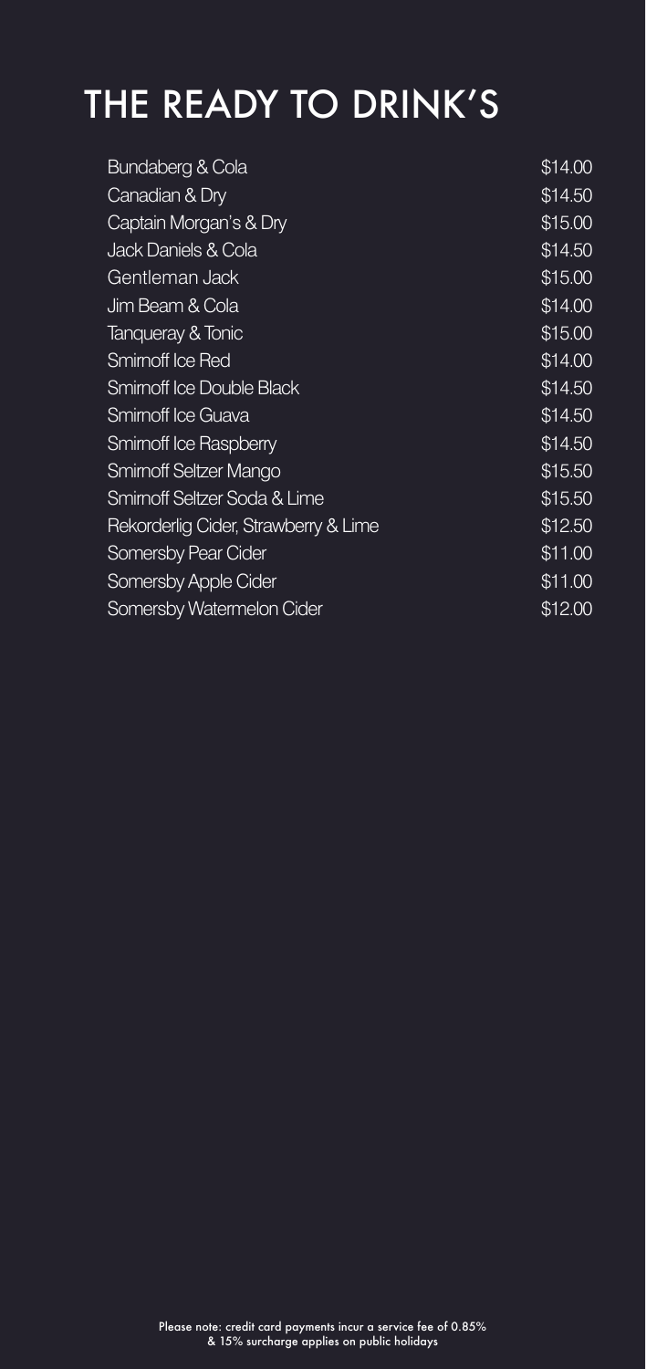# THE READY TO DRINK'S

| | |
|---|---|
| Bundaberg & Cola | $14.00 |
| Canadian & Dry | $14.50 |
| Captain Morgan's & Dry | $15.00 |
| Jack Daniels & Cola | $14.50 |
| Gentleman Jack | $15.00 |
| Jim Beam & Cola | $14.00 |
| Tanqueray & Tonic | $15.00 |
| Smirnoff Ice Red | $14.00 |
| Smirnoff Ice Double Black | $14.50 |
| Smirnoff Ice Guava | $14.50 |
| Smirnoff Ice Raspberry | $14.50 |
| Smirnoff Seltzer Mango | $15.50 |
| Smirnoff Seltzer Soda & Lime | $15.50 |
| Rekorderlig Cider, Strawberry & Lime | $12.50 |
| Somersby Pear Cider | $11.00 |
| Somersby Apple Cider | $11.00 |
| Somersby Watermelon Cider | $12.00 |

Please note: credit card payments incur a service fee of 0.85% & 15% surcharge applies on public holidays